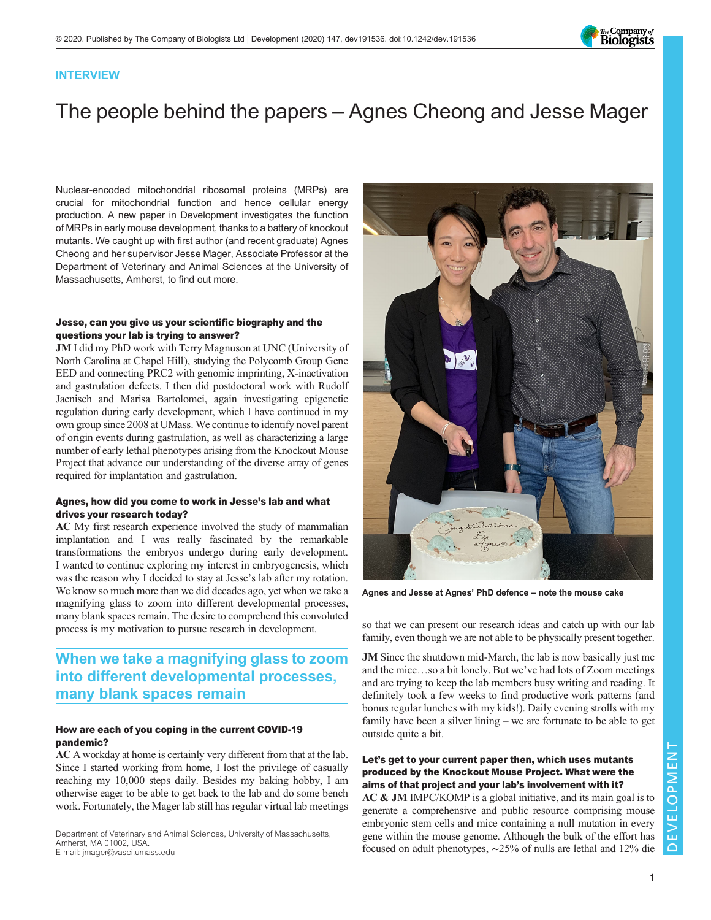INTERVIEW

# The people behind the papers – Agnes Cheong and Jesse Mager

Nuclear-encoded mitochondrial ribosomal proteins (MRPs) are crucial for mitochondrial function and hence cellular energy production. A new paper in Development investigates the function of MRPs in early mouse development, thanks to a battery of knockout mutants. We caught up with first author (and recent graduate) Agnes Cheong and her supervisor Jesse Mager, Associate Professor at the Department of Veterinary and Animal Sciences at the University of Massachusetts, Amherst, to find out more.

Agnes and Jesse at Agnes' PhD defence – note the mouse cake

### Jesse, can you give us your scientific biography and the questions your lab is trying to answer?

**JM** I did my PhD work with Terry Magnuson at UNC (University of North Carolina at Chapel Hill), studying the Polycomb Group Gene EED and connecting PRC2 with genomic imprinting, X-inactivation and gastrulation defects. I then did postdoctoral work with Rudolf Jaenisch and Marisa Bartolomei, again investigating epigenetic regulation during early development, which I have continued in my own group since 2008 at UMass. We continue to identify novel parent of origin events during gastrulation, as well as characterizing a large number of early lethal phenotypes arising from the Knockout Mouse Project that advance our understanding of the diverse array of genes required for implantation and gastrulation.

### Agnes, how did you come to work in Jesse's lab and what drives your research today?

**AC** My first research experience involved the study of mammalian implantation and I was really fascinated by the remarkable transformations the embryos undergo during early development. I wanted to continue exploring my interest in embryogenesis, which was the reason why I decided to stay at Jesse's lab after my rotation. We know so much more than we did decades ago, yet when we take a magnifying glass to zoom into different developmental processes, many blank spaces remain. The desire to comprehend this convoluted process is my motivation to pursue research in development.

> When we take a magnifying glass to zoom into different developmental processes, many blank spaces remain

### How are each of you coping in the current COVID-19 pandemic?

**AC** A workday at home is certainly very different from that at the lab. Since I started working from home, I lost the privilege of casually reaching my 10,000 steps daily. Besides my baking hobby, I am otherwise eager to be able to get back to the lab and do some bench work. Fortunately, the Mager lab still has regular virtual lab meetings so that we can present our research ideas and catch up with our lab family, even though we are not able to be physically present together.

**JM** Since the shutdown mid-March, the lab is now basically just me and the mice…so a bit lonely. But we've had lots of Zoom meetings and are trying to keep the lab members busy writing and reading. It definitely took a few weeks to find productive work patterns (and bonus regular lunches with my kids!). Daily evening strolls with my family have been a silver lining – we are fortunate to be able to get outside quite a bit.

### Let's get to your current paper then, which uses mutants produced by the Knockout Mouse Project. What were the aims of that project and your lab's involvement with it?

**AC & JM** IMPC/KOMP is a global initiative, and its main goal is to generate a comprehensive and public resource comprising mouse embryonic stem cells and mice containing a null mutation in every gene within the mouse genome. Although the bulk of the effort has focused on adult phenotypes, ~25% of nulls are lethal and 12% die

Department of Veterinary and Animal Sciences, University of Massachusetts, Amherst, MA 01002, USA.
E-mail: jmager@vasci.umass.edu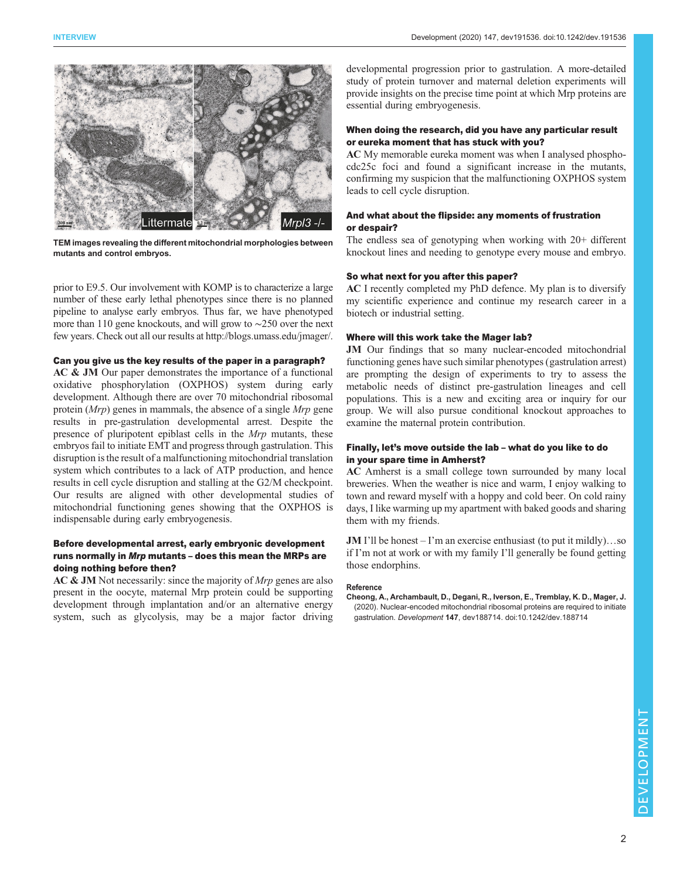TEM images revealing the different mitochondrial morphologies between mutants and control embryos.

prior to E9.5. Our involvement with KOMP is to characterize a large number of these early lethal phenotypes since there is no planned pipeline to analyse early embryos. Thus far, we have phenotyped more than 110 gene knockouts, and will grow to ∼250 over the next few years. Check out all our results at http://blogs.umass.edu/jmager/.

**Can you give us the key results of the paper in a paragraph?**

**AC & JM** Our paper demonstrates the importance of a functional oxidative phosphorylation (OXPHOS) system during early development. Although there are over 70 mitochondrial ribosomal protein (*Mrp*) genes in mammals, the absence of a single *Mrp* gene results in pre-gastrulation developmental arrest. Despite the presence of pluripotent epiblast cells in the *Mrp* mutants, these embryos fail to initiate EMT and progress through gastrulation. This disruption is the result of a malfunctioning mitochondrial translation system which contributes to a lack of ATP production, and hence results in cell cycle disruption and stalling at the G2/M checkpoint. Our results are aligned with other developmental studies of mitochondrial functioning genes showing that the OXPHOS is indispensable during early embryogenesis.

**Before developmental arrest, early embryonic development runs normally in *Mrp* mutants – does this mean the MRPs are doing nothing before then?**

**AC & JM** Not necessarily: since the majority of *Mrp* genes are also present in the oocyte, maternal Mrp protein could be supporting development through implantation and/or an alternative energy system, such as glycolysis, may be a major factor driving developmental progression prior to gastrulation. A more-detailed study of protein turnover and maternal deletion experiments will provide insights on the precise time point at which Mrp proteins are essential during embryogenesis.

**When doing the research, did you have any particular result or eureka moment that has stuck with you?**

**AC** My memorable eureka moment was when I analysed phospho-cdc25c foci and found a significant increase in the mutants, confirming my suspicion that the malfunctioning OXPHOS system leads to cell cycle disruption.

**And what about the flipside: any moments of frustration or despair?**

The endless sea of genotyping when working with 20+ different knockout lines and needing to genotype every mouse and embryo.

**So what next for you after this paper?**

**AC** I recently completed my PhD defence. My plan is to diversify my scientific experience and continue my research career in a biotech or industrial setting.

**Where will this work take the Mager lab?**

**JM** Our findings that so many nuclear-encoded mitochondrial functioning genes have such similar phenotypes (gastrulation arrest) are prompting the design of experiments to try to assess the metabolic needs of distinct pre-gastrulation lineages and cell populations. This is a new and exciting area or inquiry for our group. We will also pursue conditional knockout approaches to examine the maternal protein contribution.

**Finally, let's move outside the lab – what do you like to do in your spare time in Amherst?**

**AC** Amherst is a small college town surrounded by many local breweries. When the weather is nice and warm, I enjoy walking to town and reward myself with a hoppy and cold beer. On cold rainy days, I like warming up my apartment with baked goods and sharing them with my friends.

**JM** I'll be honest – I'm an exercise enthusiast (to put it mildly)…so if I'm not at work or with my family I'll generally be found getting those endorphins.

**Reference**

**Cheong, A., Archambault, D., Degani, R., Iverson, E., Tremblay, K. D., Mager, J.** (2020). Nuclear-encoded mitochondrial ribosomal proteins are required to initiate gastrulation. *Development* **147**, dev188714. doi:10.1242/dev.188714